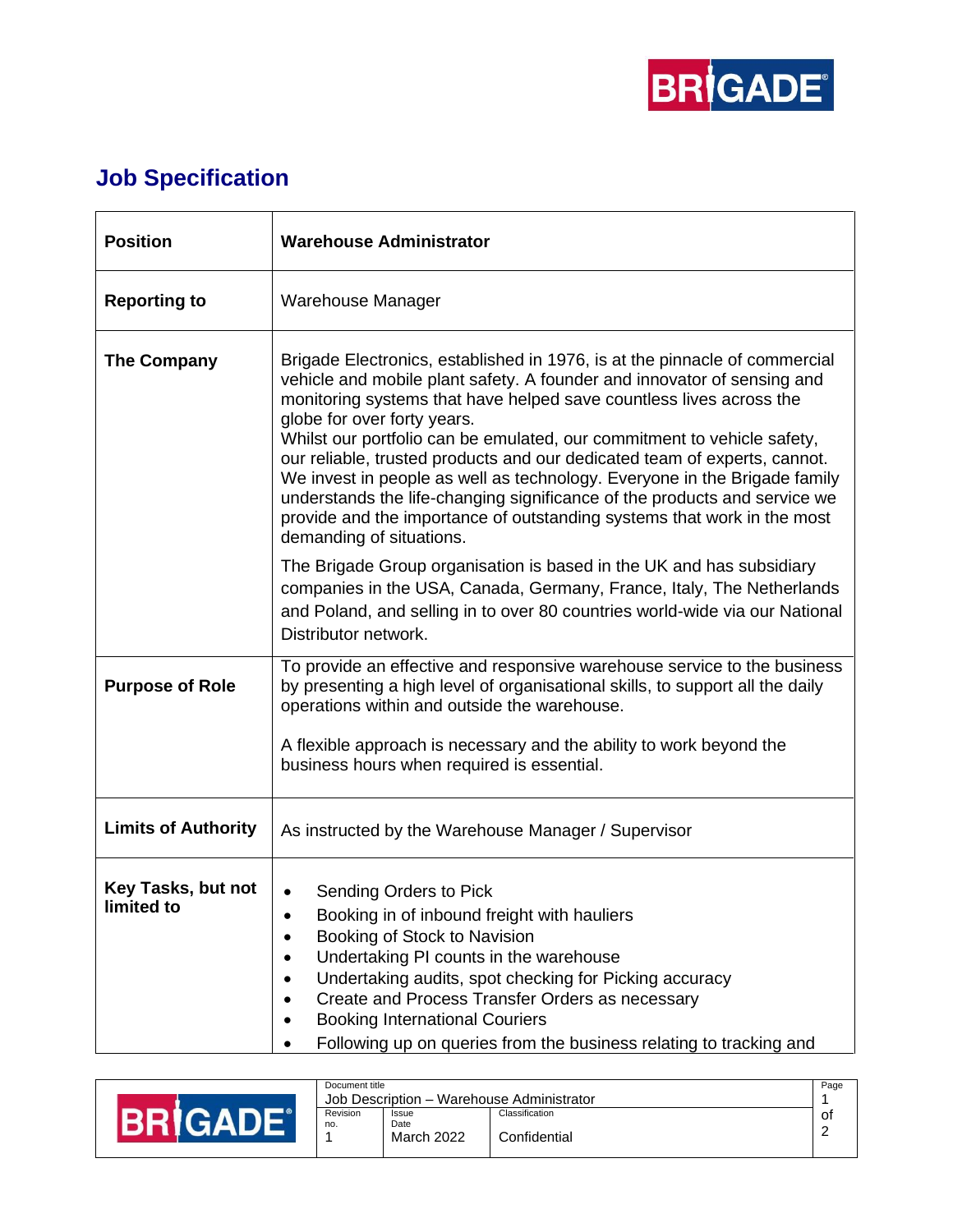# Job Specification

| **Position** | **Warehouse Administrator** |
|---|---|
| **Reporting to** | Warehouse Manager |
| **The Company** | Brigade Electronics, established in 1976, is at the pinnacle of commercial vehicle and mobile plant safety. A founder and innovator of sensing and monitoring systems that have helped save countless lives across the globe for over forty years. Whilst our portfolio can be emulated, our commitment to vehicle safety, our reliable, trusted products and our dedicated team of experts, cannot. We invest in people as well as technology. Everyone in the Brigade family understands the life-changing significance of the products and service we provide and the importance of outstanding systems that work in the most demanding of situations.<br><br>The Brigade Group organisation is based in the UK and has subsidiary companies in the USA, Canada, Germany, France, Italy, The Netherlands and Poland, and selling in to over 80 countries world-wide via our National Distributor network. |
| **Purpose of Role** | To provide an effective and responsive warehouse service to the business by presenting a high level of organisational skills, to support all the daily operations within and outside the warehouse.<br><br>A flexible approach is necessary and the ability to work beyond the business hours when required is essential. |
| **Limits of Authority** | As instructed by the Warehouse Manager / Supervisor |
| **Key Tasks, but not limited to** | • Sending Orders to Pick<br>• Booking in of inbound freight with hauliers<br>• Booking of Stock to Navision<br>• Undertaking PI counts in the warehouse<br>• Undertaking audits, spot checking for Picking accuracy<br>• Create and Process Transfer Orders as necessary<br>• Booking International Couriers<br>• Following up on queries from the business relating to tracking and |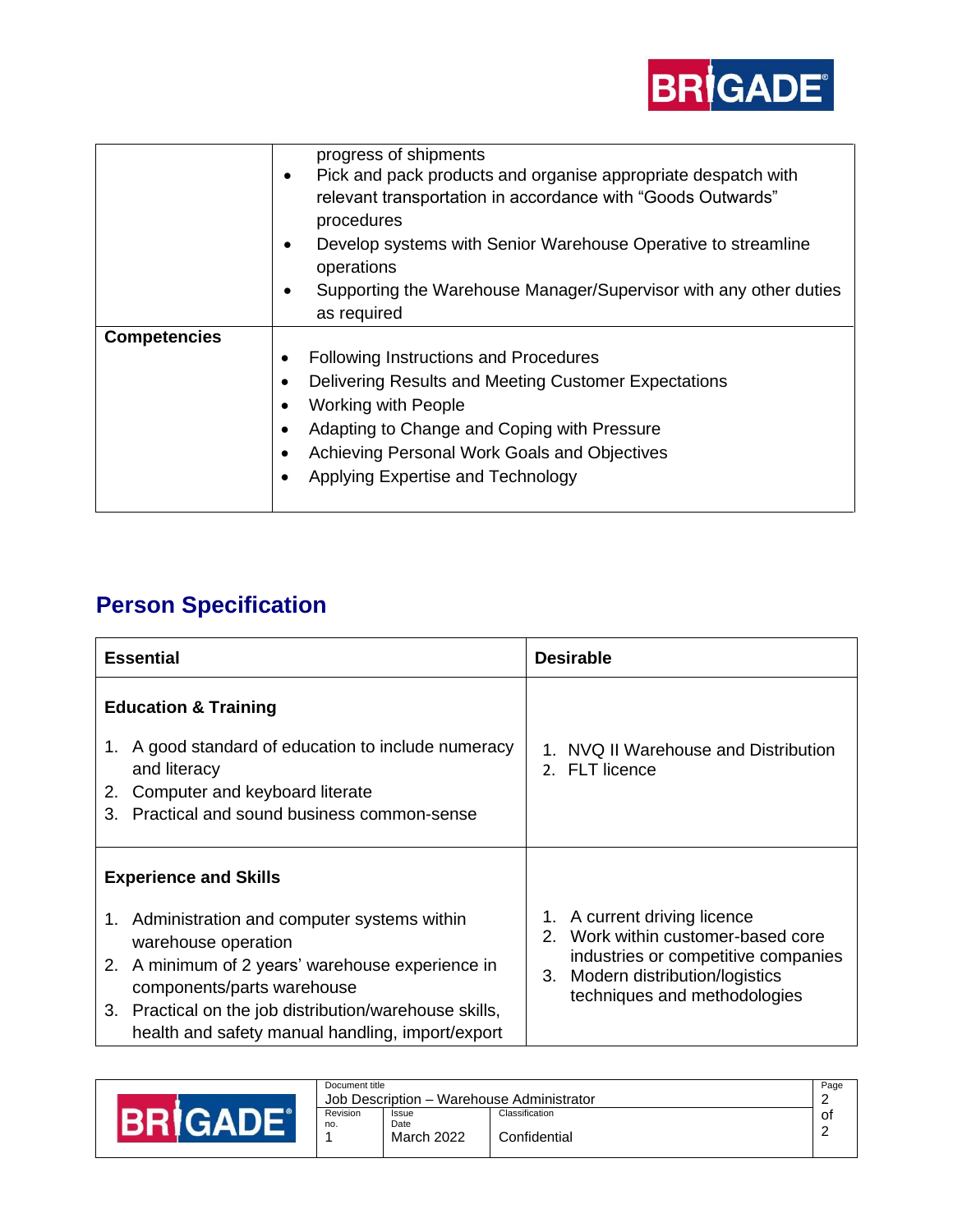| | |
|---|---|
| | progress of shipments<br>• Pick and pack products and organise appropriate despatch with relevant transportation in accordance with "Goods Outwards" procedures<br>• Develop systems with Senior Warehouse Operative to streamline operations<br>• Supporting the Warehouse Manager/Supervisor with any other duties as required |
| **Competencies** | • Following Instructions and Procedures<br>• Delivering Results and Meeting Customer Expectations<br>• Working with People<br>• Adapting to Change and Coping with Pressure<br>• Achieving Personal Work Goals and Objectives<br>• Applying Expertise and Technology |

## Person Specification

| **Essential** | **Desirable** |
|---|---|
| **Education & Training**<br>1. A good standard of education to include numeracy and literacy<br>2. Computer and keyboard literate<br>3. Practical and sound business common-sense | 1. NVQ II Warehouse and Distribution<br>2. FLT licence |
| **Experience and Skills**<br>1. Administration and computer systems within warehouse operation<br>2. A minimum of 2 years' warehouse experience in components/parts warehouse<br>3. Practical on the job distribution/warehouse skills, health and safety manual handling, import/export | 1. A current driving licence<br>2. Work within customer-based core industries or competitive companies<br>3. Modern distribution/logistics techniques and methodologies |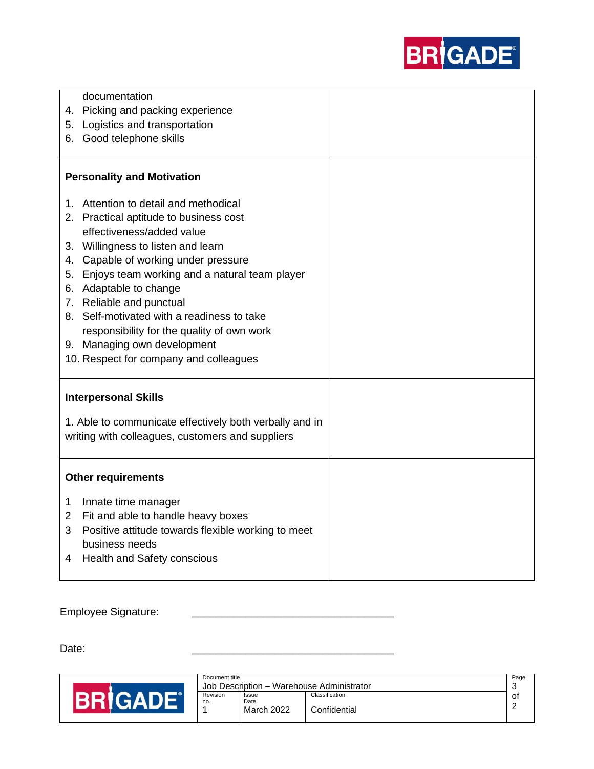| | |
|---|---|
| documentation<br>4. Picking and packing experience<br>5. Logistics and transportation<br>6. Good telephone skills | |
| **Personality and Motivation**<br><br>1. Attention to detail and methodical<br>2. Practical aptitude to business cost effectiveness/added value<br>3. Willingness to listen and learn<br>4. Capable of working under pressure<br>5. Enjoys team working and a natural team player<br>6. Adaptable to change<br>7. Reliable and punctual<br>8. Self-motivated with a readiness to take responsibility for the quality of own work<br>9. Managing own development<br>10. Respect for company and colleagues | |
| **Interpersonal Skills**<br><br>1. Able to communicate effectively both verbally and in writing with colleagues, customers and suppliers | |
| **Other requirements**<br><br>1 Innate time manager<br>2 Fit and able to handle heavy boxes<br>3 Positive attitude towards flexible working to meet business needs<br>4 Health and Safety conscious | |

Employee Signature: ________________________________

Date: ________________________________